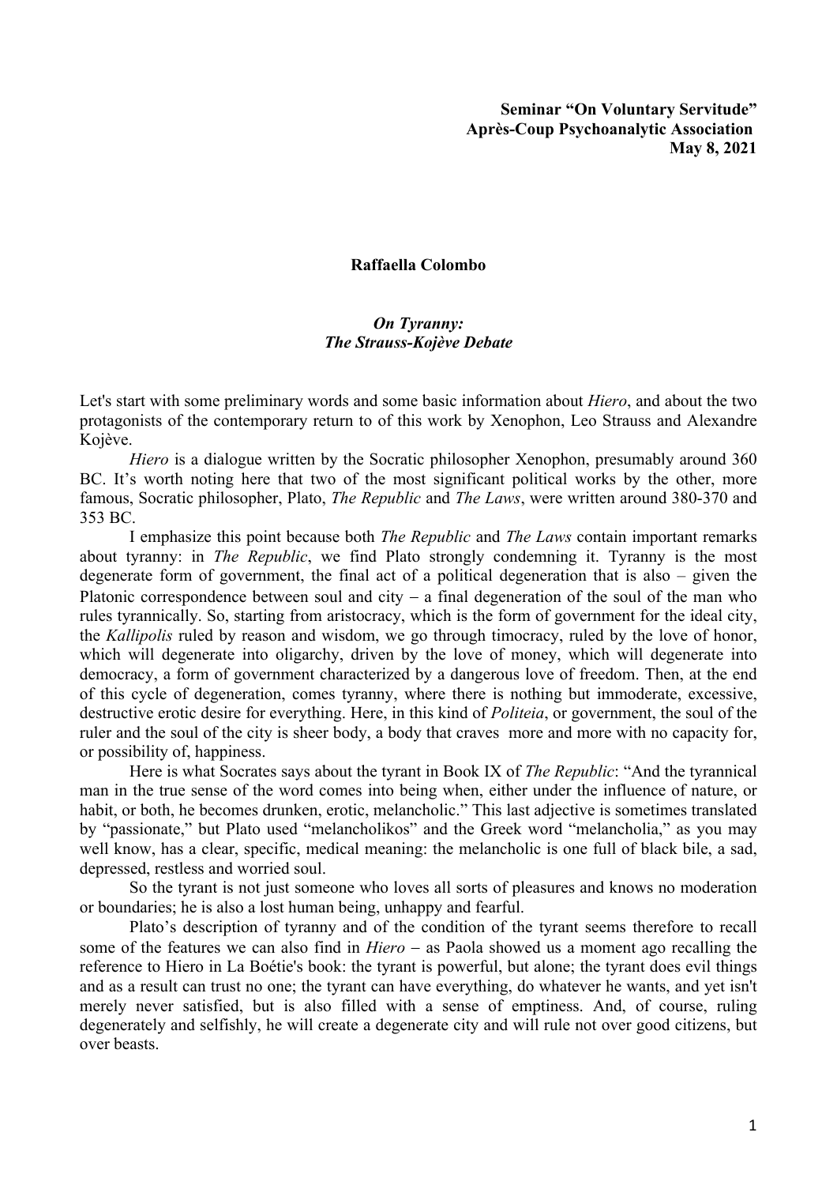**Seminar "On Voluntary Servitude"**
**Après-Coup Psychoanalytic Association**
**May 8, 2021**

**Raffaella Colombo**

***On Tyranny:***
***The Strauss-Kojève Debate***

Let's start with some preliminary words and some basic information about *Hiero*, and about the two protagonists of the contemporary return to of this work by Xenophon, Leo Strauss and Alexandre Kojève.

*Hiero* is a dialogue written by the Socratic philosopher Xenophon, presumably around 360 BC. It's worth noting here that two of the most significant political works by the other, more famous, Socratic philosopher, Plato, *The Republic* and *The Laws*, were written around 380-370 and 353 BC.

I emphasize this point because both *The Republic* and *The Laws* contain important remarks about tyranny: in *The Republic*, we find Plato strongly condemning it. Tyranny is the most degenerate form of government, the final act of a political degeneration that is also – given the Platonic correspondence between soul and city – a final degeneration of the soul of the man who rules tyrannically. So, starting from aristocracy, which is the form of government for the ideal city, the *Kallipolis* ruled by reason and wisdom, we go through timocracy, ruled by the love of honor, which will degenerate into oligarchy, driven by the love of money, which will degenerate into democracy, a form of government characterized by a dangerous love of freedom. Then, at the end of this cycle of degeneration, comes tyranny, where there is nothing but immoderate, excessive, destructive erotic desire for everything. Here, in this kind of *Politeia*, or government, the soul of the ruler and the soul of the city is sheer body, a body that craves more and more with no capacity for, or possibility of, happiness.

Here is what Socrates says about the tyrant in Book IX of *The Republic*: "And the tyrannical man in the true sense of the word comes into being when, either under the influence of nature, or habit, or both, he becomes drunken, erotic, melancholic." This last adjective is sometimes translated by "passionate," but Plato used "melancholikos" and the Greek word "melancholia," as you may well know, has a clear, specific, medical meaning: the melancholic is one full of black bile, a sad, depressed, restless and worried soul.

So the tyrant is not just someone who loves all sorts of pleasures and knows no moderation or boundaries; he is also a lost human being, unhappy and fearful.

Plato's description of tyranny and of the condition of the tyrant seems therefore to recall some of the features we can also find in *Hiero* – as Paola showed us a moment ago recalling the reference to Hiero in La Boétie's book: the tyrant is powerful, but alone; the tyrant does evil things and as a result can trust no one; the tyrant can have everything, do whatever he wants, and yet isn't merely never satisfied, but is also filled with a sense of emptiness. And, of course, ruling degenerately and selfishly, he will create a degenerate city and will rule not over good citizens, but over beasts.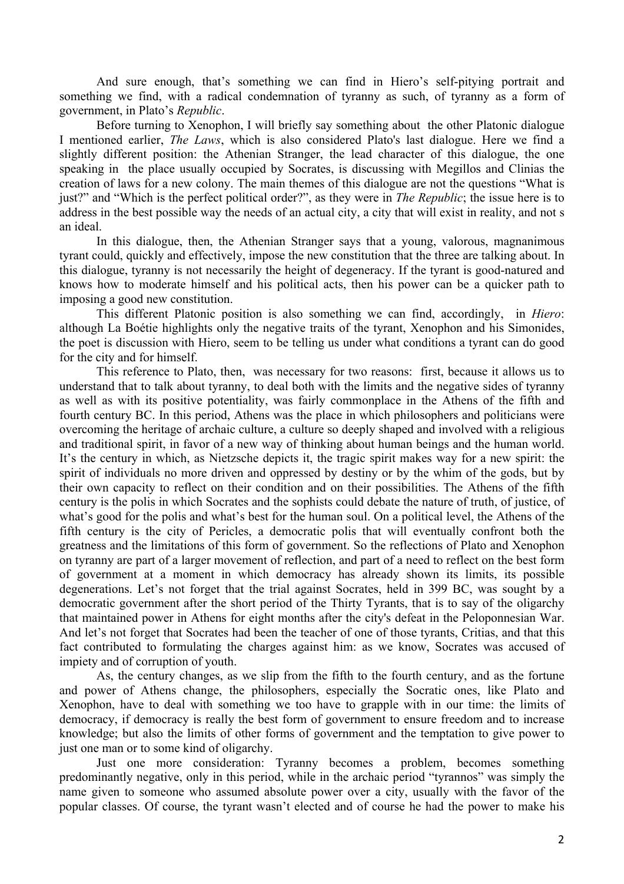And sure enough, that's something we can find in Hiero's self-pitying portrait and something we find, with a radical condemnation of tyranny as such, of tyranny as a form of government, in Plato's *Republic*.

Before turning to Xenophon, I will briefly say something about the other Platonic dialogue I mentioned earlier, *The Laws*, which is also considered Plato's last dialogue. Here we find a slightly different position: the Athenian Stranger, the lead character of this dialogue, the one speaking in the place usually occupied by Socrates, is discussing with Megillos and Clinias the creation of laws for a new colony. The main themes of this dialogue are not the questions "What is just?" and "Which is the perfect political order?", as they were in *The Republic*; the issue here is to address in the best possible way the needs of an actual city, a city that will exist in reality, and not s an ideal.

In this dialogue, then, the Athenian Stranger says that a young, valorous, magnanimous tyrant could, quickly and effectively, impose the new constitution that the three are talking about. In this dialogue, tyranny is not necessarily the height of degeneracy. If the tyrant is good-natured and knows how to moderate himself and his political acts, then his power can be a quicker path to imposing a good new constitution.

This different Platonic position is also something we can find, accordingly, in *Hiero*: although La Boétie highlights only the negative traits of the tyrant, Xenophon and his Simonides, the poet is discussion with Hiero, seem to be telling us under what conditions a tyrant can do good for the city and for himself.

This reference to Plato, then, was necessary for two reasons: first, because it allows us to understand that to talk about tyranny, to deal both with the limits and the negative sides of tyranny as well as with its positive potentiality, was fairly commonplace in the Athens of the fifth and fourth century BC. In this period, Athens was the place in which philosophers and politicians were overcoming the heritage of archaic culture, a culture so deeply shaped and involved with a religious and traditional spirit, in favor of a new way of thinking about human beings and the human world. It's the century in which, as Nietzsche depicts it, the tragic spirit makes way for a new spirit: the spirit of individuals no more driven and oppressed by destiny or by the whim of the gods, but by their own capacity to reflect on their condition and on their possibilities. The Athens of the fifth century is the polis in which Socrates and the sophists could debate the nature of truth, of justice, of what's good for the polis and what's best for the human soul. On a political level, the Athens of the fifth century is the city of Pericles, a democratic polis that will eventually confront both the greatness and the limitations of this form of government. So the reflections of Plato and Xenophon on tyranny are part of a larger movement of reflection, and part of a need to reflect on the best form of government at a moment in which democracy has already shown its limits, its possible degenerations. Let's not forget that the trial against Socrates, held in 399 BC, was sought by a democratic government after the short period of the Thirty Tyrants, that is to say of the oligarchy that maintained power in Athens for eight months after the city's defeat in the Peloponnesian War. And let's not forget that Socrates had been the teacher of one of those tyrants, Critias, and that this fact contributed to formulating the charges against him: as we know, Socrates was accused of impiety and of corruption of youth.

As, the century changes, as we slip from the fifth to the fourth century, and as the fortune and power of Athens change, the philosophers, especially the Socratic ones, like Plato and Xenophon, have to deal with something we too have to grapple with in our time: the limits of democracy, if democracy is really the best form of government to ensure freedom and to increase knowledge; but also the limits of other forms of government and the temptation to give power to just one man or to some kind of oligarchy.

Just one more consideration: Tyranny becomes a problem, becomes something predominantly negative, only in this period, while in the archaic period "tyrannos" was simply the name given to someone who assumed absolute power over a city, usually with the favor of the popular classes. Of course, the tyrant wasn't elected and of course he had the power to make his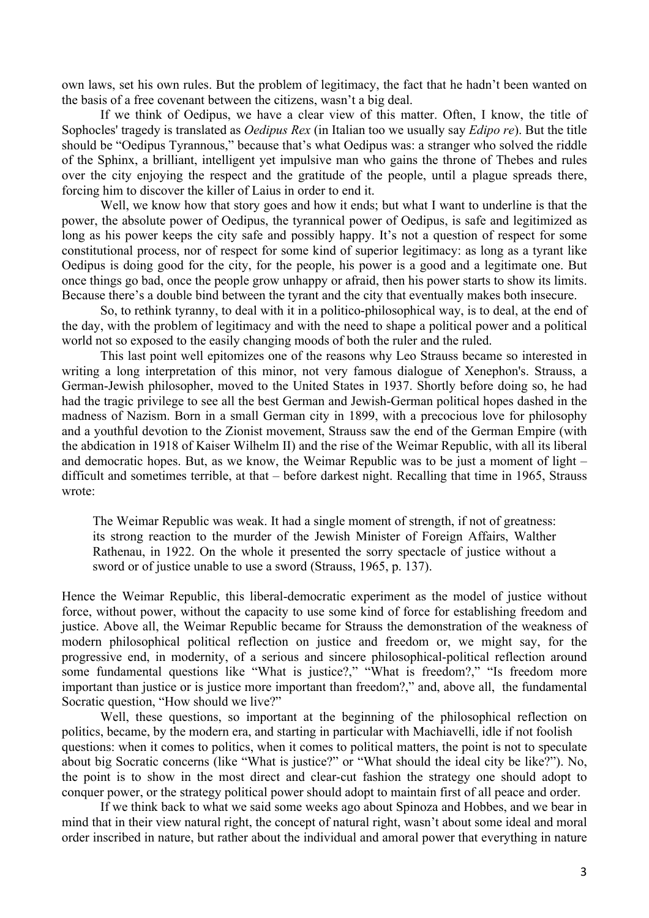own laws, set his own rules. But the problem of legitimacy, the fact that he hadn't been wanted on the basis of a free covenant between the citizens, wasn't a big deal.

If we think of Oedipus, we have a clear view of this matter. Often, I know, the title of Sophocles' tragedy is translated as *Oedipus Rex* (in Italian too we usually say *Edipo re*). But the title should be "Oedipus Tyrannous," because that's what Oedipus was: a stranger who solved the riddle of the Sphinx, a brilliant, intelligent yet impulsive man who gains the throne of Thebes and rules over the city enjoying the respect and the gratitude of the people, until a plague spreads there, forcing him to discover the killer of Laius in order to end it.

Well, we know how that story goes and how it ends; but what I want to underline is that the power, the absolute power of Oedipus, the tyrannical power of Oedipus, is safe and legitimized as long as his power keeps the city safe and possibly happy. It's not a question of respect for some constitutional process, nor of respect for some kind of superior legitimacy: as long as a tyrant like Oedipus is doing good for the city, for the people, his power is a good and a legitimate one. But once things go bad, once the people grow unhappy or afraid, then his power starts to show its limits. Because there's a double bind between the tyrant and the city that eventually makes both insecure.

So, to rethink tyranny, to deal with it in a politico-philosophical way, is to deal, at the end of the day, with the problem of legitimacy and with the need to shape a political power and a political world not so exposed to the easily changing moods of both the ruler and the ruled.

This last point well epitomizes one of the reasons why Leo Strauss became so interested in writing a long interpretation of this minor, not very famous dialogue of Xenephon's. Strauss, a German-Jewish philosopher, moved to the United States in 1937. Shortly before doing so, he had had the tragic privilege to see all the best German and Jewish-German political hopes dashed in the madness of Nazism. Born in a small German city in 1899, with a precocious love for philosophy and a youthful devotion to the Zionist movement, Strauss saw the end of the German Empire (with the abdication in 1918 of Kaiser Wilhelm II) and the rise of the Weimar Republic, with all its liberal and democratic hopes. But, as we know, the Weimar Republic was to be just a moment of light – difficult and sometimes terrible, at that – before darkest night. Recalling that time in 1965, Strauss wrote:

> The Weimar Republic was weak. It had a single moment of strength, if not of greatness: its strong reaction to the murder of the Jewish Minister of Foreign Affairs, Walther Rathenau, in 1922. On the whole it presented the sorry spectacle of justice without a sword or of justice unable to use a sword (Strauss, 1965, p. 137).

Hence the Weimar Republic, this liberal-democratic experiment as the model of justice without force, without power, without the capacity to use some kind of force for establishing freedom and justice. Above all, the Weimar Republic became for Strauss the demonstration of the weakness of modern philosophical political reflection on justice and freedom or, we might say, for the progressive end, in modernity, of a serious and sincere philosophical-political reflection around some fundamental questions like "What is justice?," "What is freedom?," "Is freedom more important than justice or is justice more important than freedom?," and, above all, the fundamental Socratic question, "How should we live?"

Well, these questions, so important at the beginning of the philosophical reflection on politics, became, by the modern era, and starting in particular with Machiavelli, idle if not foolish questions: when it comes to politics, when it comes to political matters, the point is not to speculate about big Socratic concerns (like "What is justice?" or "What should the ideal city be like?"). No, the point is to show in the most direct and clear-cut fashion the strategy one should adopt to conquer power, or the strategy political power should adopt to maintain first of all peace and order.

If we think back to what we said some weeks ago about Spinoza and Hobbes, and we bear in mind that in their view natural right, the concept of natural right, wasn't about some ideal and moral order inscribed in nature, but rather about the individual and amoral power that everything in nature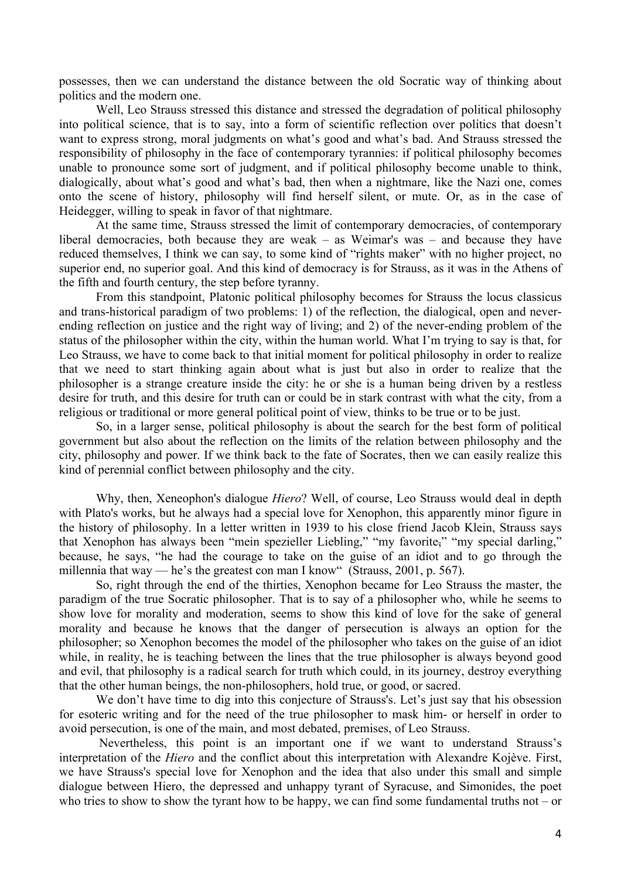possesses, then we can understand the distance between the old Socratic way of thinking about politics and the modern one.

Well, Leo Strauss stressed this distance and stressed the degradation of political philosophy into political science, that is to say, into a form of scientific reflection over politics that doesn't want to express strong, moral judgments on what's good and what's bad. And Strauss stressed the responsibility of philosophy in the face of contemporary tyrannies: if political philosophy becomes unable to pronounce some sort of judgment, and if political philosophy become unable to think, dialogically, about what's good and what's bad, then when a nightmare, like the Nazi one, comes onto the scene of history, philosophy will find herself silent, or mute. Or, as in the case of Heidegger, willing to speak in favor of that nightmare.

At the same time, Strauss stressed the limit of contemporary democracies, of contemporary liberal democracies, both because they are weak – as Weimar's was – and because they have reduced themselves, I think we can say, to some kind of "rights maker" with no higher project, no superior end, no superior goal. And this kind of democracy is for Strauss, as it was in the Athens of the fifth and fourth century, the step before tyranny.

From this standpoint, Platonic political philosophy becomes for Strauss the locus classicus and trans-historical paradigm of two problems: 1) of the reflection, the dialogical, open and never-ending reflection on justice and the right way of living; and 2) of the never-ending problem of the status of the philosopher within the city, within the human world. What I'm trying to say is that, for Leo Strauss, we have to come back to that initial moment for political philosophy in order to realize that we need to start thinking again about what is just but also in order to realize that the philosopher is a strange creature inside the city: he or she is a human being driven by a restless desire for truth, and this desire for truth can or could be in stark contrast with what the city, from a religious or traditional or more general political point of view, thinks to be true or to be just.

So, in a larger sense, political philosophy is about the search for the best form of political government but also about the reflection on the limits of the relation between philosophy and the city, philosophy and power. If we think back to the fate of Socrates, then we can easily realize this kind of perennial conflict between philosophy and the city.

Why, then, Xeneophon's dialogue *Hiero*? Well, of course, Leo Strauss would deal in depth with Plato's works, but he always had a special love for Xenophon, this apparently minor figure in the history of philosophy. In a letter written in 1939 to his close friend Jacob Klein, Strauss says that Xenophon has always been "mein spezieller Liebling," "my favorite," "my special darling," because, he says, "he had the courage to take on the guise of an idiot and to go through the millennia that way — he's the greatest con man I know" (Strauss, 2001, p. 567).

So, right through the end of the thirties, Xenophon became for Leo Strauss the master, the paradigm of the true Socratic philosopher. That is to say of a philosopher who, while he seems to show love for morality and moderation, seems to show this kind of love for the sake of general morality and because he knows that the danger of persecution is always an option for the philosopher; so Xenophon becomes the model of the philosopher who takes on the guise of an idiot while, in reality, he is teaching between the lines that the true philosopher is always beyond good and evil, that philosophy is a radical search for truth which could, in its journey, destroy everything that the other human beings, the non-philosophers, hold true, or good, or sacred.

We don't have time to dig into this conjecture of Strauss's. Let's just say that his obsession for esoteric writing and for the need of the true philosopher to mask him- or herself in order to avoid persecution, is one of the main, and most debated, premises, of Leo Strauss.

Nevertheless, this point is an important one if we want to understand Strauss's interpretation of the *Hiero* and the conflict about this interpretation with Alexandre Kojève. First, we have Strauss's special love for Xenophon and the idea that also under this small and simple dialogue between Hiero, the depressed and unhappy tyrant of Syracuse, and Simonides, the poet who tries to show to show the tyrant how to be happy, we can find some fundamental truths not – or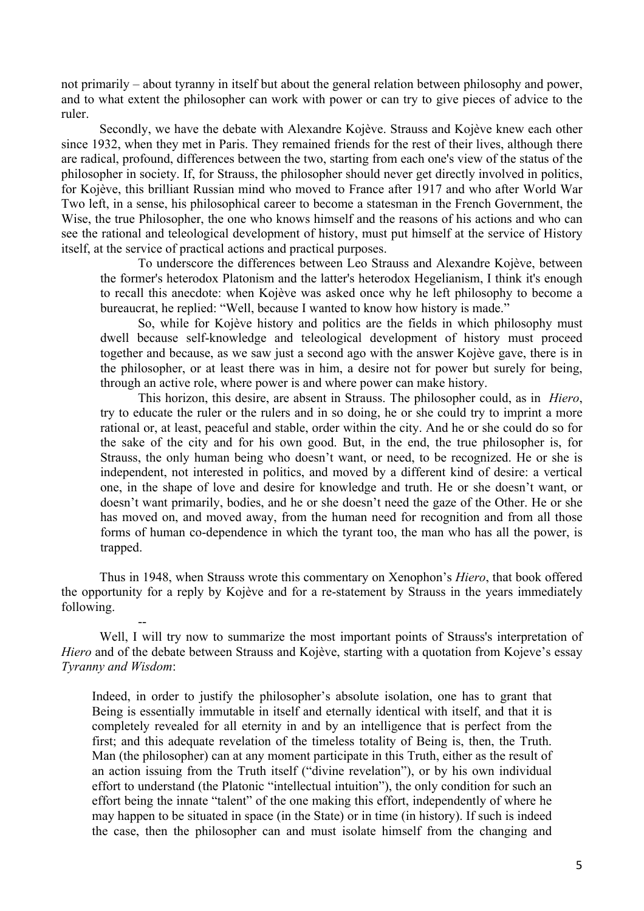not primarily – about tyranny in itself but about the general relation between philosophy and power, and to what extent the philosopher can work with power or can try to give pieces of advice to the ruler.

Secondly, we have the debate with Alexandre Kojève. Strauss and Kojève knew each other since 1932, when they met in Paris. They remained friends for the rest of their lives, although there are radical, profound, differences between the two, starting from each one's view of the status of the philosopher in society. If, for Strauss, the philosopher should never get directly involved in politics, for Kojève, this brilliant Russian mind who moved to France after 1917 and who after World War Two left, in a sense, his philosophical career to become a statesman in the French Government, the Wise, the true Philosopher, the one who knows himself and the reasons of his actions and who can see the rational and teleological development of history, must put himself at the service of History itself, at the service of practical actions and practical purposes.

> To underscore the differences between Leo Strauss and Alexandre Kojève, between the former's heterodox Platonism and the latter's heterodox Hegelianism, I think it's enough to recall this anecdote: when Kojève was asked once why he left philosophy to become a bureaucrat, he replied: "Well, because I wanted to know how history is made."
>
> So, while for Kojève history and politics are the fields in which philosophy must dwell because self-knowledge and teleological development of history must proceed together and because, as we saw just a second ago with the answer Kojève gave, there is in the philosopher, or at least there was in him, a desire not for power but surely for being, through an active role, where power is and where power can make history.
>
> This horizon, this desire, are absent in Strauss. The philosopher could, as in *Hiero*, try to educate the ruler or the rulers and in so doing, he or she could try to imprint a more rational or, at least, peaceful and stable, order within the city. And he or she could do so for the sake of the city and for his own good. But, in the end, the true philosopher is, for Strauss, the only human being who doesn't want, or need, to be recognized. He or she is independent, not interested in politics, and moved by a different kind of desire: a vertical one, in the shape of love and desire for knowledge and truth. He or she doesn't want, or doesn't want primarily, bodies, and he or she doesn't need the gaze of the Other. He or she has moved on, and moved away, from the human need for recognition and from all those forms of human co-dependence in which the tyrant too, the man who has all the power, is trapped.

Thus in 1948, when Strauss wrote this commentary on Xenophon's *Hiero*, that book offered the opportunity for a reply by Kojève and for a re-statement by Strauss in the years immediately following.

--

Well, I will try now to summarize the most important points of Strauss's interpretation of *Hiero* and of the debate between Strauss and Kojève, starting with a quotation from Kojeve's essay *Tyranny and Wisdom*:

> Indeed, in order to justify the philosopher's absolute isolation, one has to grant that Being is essentially immutable in itself and eternally identical with itself, and that it is completely revealed for all eternity in and by an intelligence that is perfect from the first; and this adequate revelation of the timeless totality of Being is, then, the Truth. Man (the philosopher) can at any moment participate in this Truth, either as the result of an action issuing from the Truth itself ("divine revelation"), or by his own individual effort to understand (the Platonic "intellectual intuition"), the only condition for such an effort being the innate "talent" of the one making this effort, independently of where he may happen to be situated in space (in the State) or in time (in history). If such is indeed the case, then the philosopher can and must isolate himself from the changing and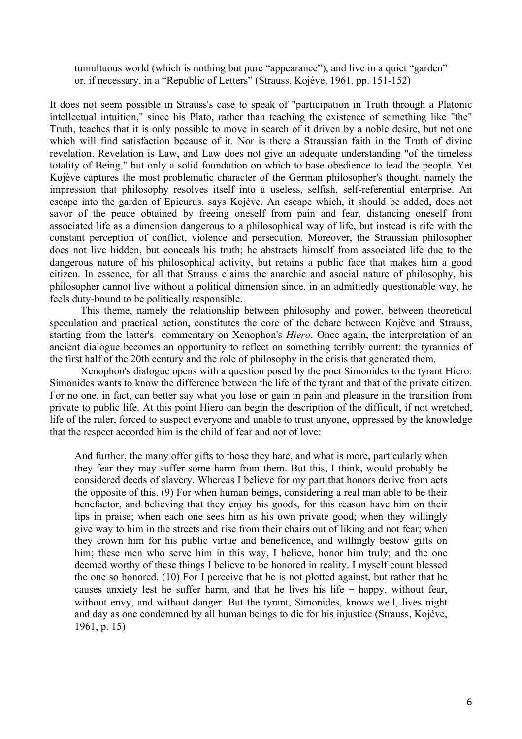> tumultuous world (which is nothing but pure "appearance"), and live in a quiet "garden" or, if necessary, in a "Republic of Letters" (Strauss, Kojève, 1961, pp. 151-152)

It does not seem possible in Strauss's case to speak of "participation in Truth through a Platonic intellectual intuition," since his Plato, rather than teaching the existence of something like "the" Truth, teaches that it is only possible to move in search of it driven by a noble desire, but not one which will find satisfaction because of it. Nor is there a Straussian faith in the Truth of divine revelation. Revelation is Law, and Law does not give an adequate understanding "of the timeless totality of Being," but only a solid foundation on which to base obedience to lead the people. Yet Kojève captures the most problematic character of the German philosopher's thought, namely the impression that philosophy resolves itself into a useless, selfish, self-referential enterprise. An escape into the garden of Epicurus, says Kojève. An escape which, it should be added, does not savor of the peace obtained by freeing oneself from pain and fear, distancing oneself from associated life as a dimension dangerous to a philosophical way of life, but instead is rife with the constant perception of conflict, violence and persecution. Moreover, the Straussian philosopher does not live hidden, but conceals his truth; he abstracts himself from associated life due to the dangerous nature of his philosophical activity, but retains a public face that makes him a good citizen. In essence, for all that Strauss claims the anarchic and asocial nature of philosophy, his philosopher cannot live without a political dimension since, in an admittedly questionable way, he feels duty-bound to be politically responsible.

This theme, namely the relationship between philosophy and power, between theoretical speculation and practical action, constitutes the core of the debate between Kojève and Strauss, starting from the latter's commentary on Xenophon's *Hiero*. Once again, the interpretation of an ancient dialogue becomes an opportunity to reflect on something terribly current: the tyrannies of the first half of the 20th century and the role of philosophy in the crisis that generated them.

Xenophon's dialogue opens with a question posed by the poet Simonides to the tyrant Hiero: Simonides wants to know the difference between the life of the tyrant and that of the private citizen. For no one, in fact, can better say what you lose or gain in pain and pleasure in the transition from private to public life. At this point Hiero can begin the description of the difficult, if not wretched, life of the ruler, forced to suspect everyone and unable to trust anyone, oppressed by the knowledge that the respect accorded him is the child of fear and not of love:

> And further, the many offer gifts to those they hate, and what is more, particularly when they fear they may suffer some harm from them. But this, I think, would probably be considered deeds of slavery. Whereas I believe for my part that honors derive from acts the opposite of this. (9) For when human beings, considering a real man able to be their benefactor, and believing that they enjoy his goods, for this reason have him on their lips in praise; when each one sees him as his own private good; when they willingly give way to him in the streets and rise from their chairs out of liking and not fear; when they crown him for his public virtue and beneficence, and willingly bestow gifts on him; these men who serve him in this way, I believe, honor him truly; and the one deemed worthy of these things I believe to be honored in reality. I myself count blessed the one so honored. (10) For I perceive that he is not plotted against, but rather that he causes anxiety lest he suffer harm, and that he lives his life – happy, without fear, without envy, and without danger. But the tyrant, Simonides, knows well, lives night and day as one condemned by all human beings to die for his injustice (Strauss, Kojève, 1961, p. 15)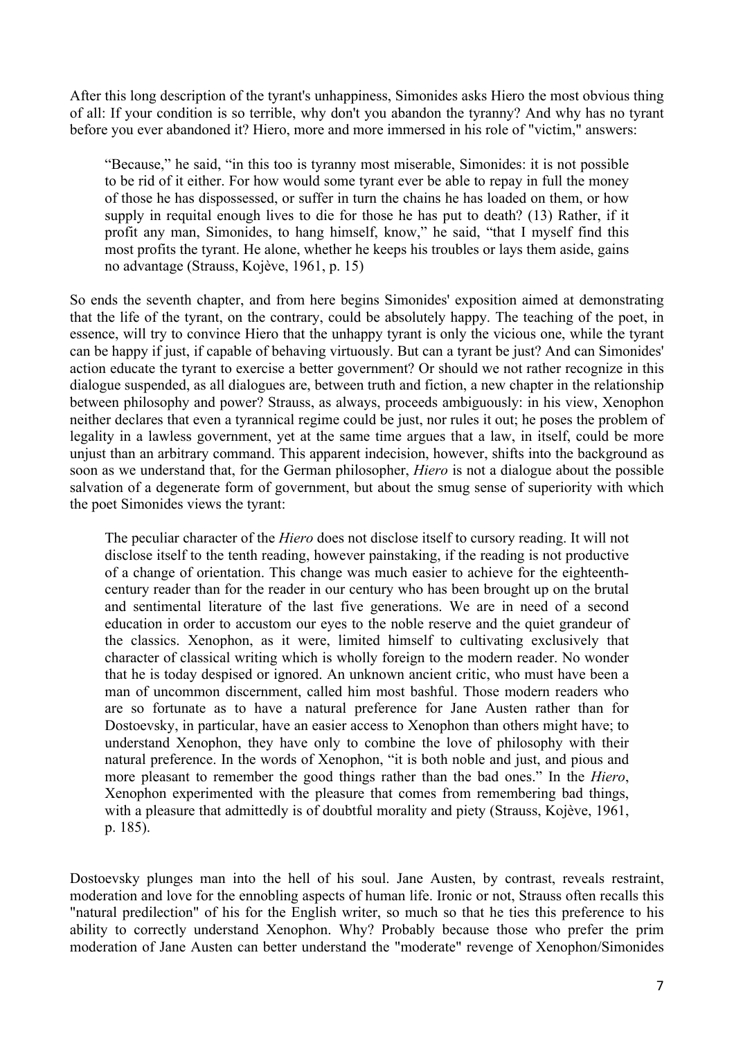After this long description of the tyrant's unhappiness, Simonides asks Hiero the most obvious thing of all: If your condition is so terrible, why don't you abandon the tyranny? And why has no tyrant before you ever abandoned it? Hiero, more and more immersed in his role of "victim," answers:

> "Because," he said, "in this too is tyranny most miserable, Simonides: it is not possible to be rid of it either. For how would some tyrant ever be able to repay in full the money of those he has dispossessed, or suffer in turn the chains he has loaded on them, or how supply in requital enough lives to die for those he has put to death? (13) Rather, if it profit any man, Simonides, to hang himself, know," he said, "that I myself find this most profits the tyrant. He alone, whether he keeps his troubles or lays them aside, gains no advantage (Strauss, Kojève, 1961, p. 15)

So ends the seventh chapter, and from here begins Simonides' exposition aimed at demonstrating that the life of the tyrant, on the contrary, could be absolutely happy. The teaching of the poet, in essence, will try to convince Hiero that the unhappy tyrant is only the vicious one, while the tyrant can be happy if just, if capable of behaving virtuously. But can a tyrant be just? And can Simonides' action educate the tyrant to exercise a better government? Or should we not rather recognize in this dialogue suspended, as all dialogues are, between truth and fiction, a new chapter in the relationship between philosophy and power? Strauss, as always, proceeds ambiguously: in his view, Xenophon neither declares that even a tyrannical regime could be just, nor rules it out; he poses the problem of legality in a lawless government, yet at the same time argues that a law, in itself, could be more unjust than an arbitrary command. This apparent indecision, however, shifts into the background as soon as we understand that, for the German philosopher, *Hiero* is not a dialogue about the possible salvation of a degenerate form of government, but about the smug sense of superiority with which the poet Simonides views the tyrant:

> The peculiar character of the *Hiero* does not disclose itself to cursory reading. It will not disclose itself to the tenth reading, however painstaking, if the reading is not productive of a change of orientation. This change was much easier to achieve for the eighteenth-century reader than for the reader in our century who has been brought up on the brutal and sentimental literature of the last five generations. We are in need of a second education in order to accustom our eyes to the noble reserve and the quiet grandeur of the classics. Xenophon, as it were, limited himself to cultivating exclusively that character of classical writing which is wholly foreign to the modern reader. No wonder that he is today despised or ignored. An unknown ancient critic, who must have been a man of uncommon discernment, called him most bashful. Those modern readers who are so fortunate as to have a natural preference for Jane Austen rather than for Dostoevsky, in particular, have an easier access to Xenophon than others might have; to understand Xenophon, they have only to combine the love of philosophy with their natural preference. In the words of Xenophon, "it is both noble and just, and pious and more pleasant to remember the good things rather than the bad ones." In the *Hiero*, Xenophon experimented with the pleasure that comes from remembering bad things, with a pleasure that admittedly is of doubtful morality and piety (Strauss, Kojève, 1961, p. 185).

Dostoevsky plunges man into the hell of his soul. Jane Austen, by contrast, reveals restraint, moderation and love for the ennobling aspects of human life. Ironic or not, Strauss often recalls this "natural predilection" of his for the English writer, so much so that he ties this preference to his ability to correctly understand Xenophon. Why? Probably because those who prefer the prim moderation of Jane Austen can better understand the "moderate" revenge of Xenophon/Simonides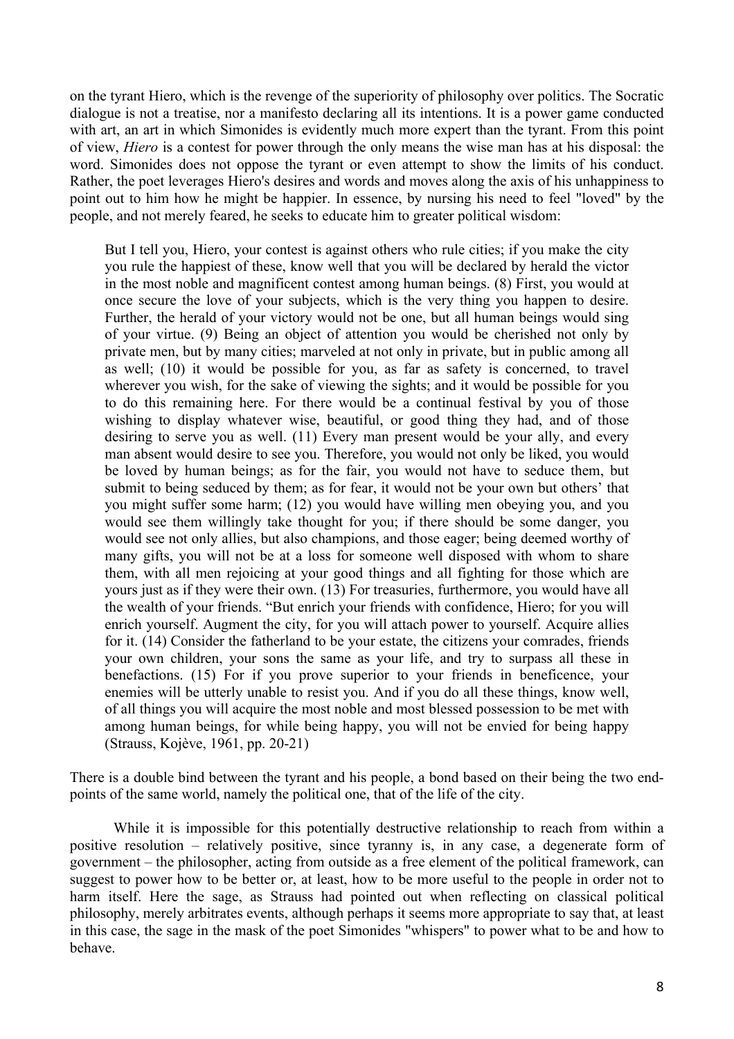on the tyrant Hiero, which is the revenge of the superiority of philosophy over politics. The Socratic dialogue is not a treatise, nor a manifesto declaring all its intentions. It is a power game conducted with art, an art in which Simonides is evidently much more expert than the tyrant. From this point of view, *Hiero* is a contest for power through the only means the wise man has at his disposal: the word. Simonides does not oppose the tyrant or even attempt to show the limits of his conduct. Rather, the poet leverages Hiero's desires and words and moves along the axis of his unhappiness to point out to him how he might be happier. In essence, by nursing his need to feel "loved" by the people, and not merely feared, he seeks to educate him to greater political wisdom:

> But I tell you, Hiero, your contest is against others who rule cities; if you make the city you rule the happiest of these, know well that you will be declared by herald the victor in the most noble and magnificent contest among human beings. (8) First, you would at once secure the love of your subjects, which is the very thing you happen to desire. Further, the herald of your victory would not be one, but all human beings would sing of your virtue. (9) Being an object of attention you would be cherished not only by private men, but by many cities; marveled at not only in private, but in public among all as well; (10) it would be possible for you, as far as safety is concerned, to travel wherever you wish, for the sake of viewing the sights; and it would be possible for you to do this remaining here. For there would be a continual festival by you of those wishing to display whatever wise, beautiful, or good thing they had, and of those desiring to serve you as well. (11) Every man present would be your ally, and every man absent would desire to see you. Therefore, you would not only be liked, you would be loved by human beings; as for the fair, you would not have to seduce them, but submit to being seduced by them; as for fear, it would not be your own but others' that you might suffer some harm; (12) you would have willing men obeying you, and you would see them willingly take thought for you; if there should be some danger, you would see not only allies, but also champions, and those eager; being deemed worthy of many gifts, you will not be at a loss for someone well disposed with whom to share them, with all men rejoicing at your good things and all fighting for those which are yours just as if they were their own. (13) For treasuries, furthermore, you would have all the wealth of your friends. "But enrich your friends with confidence, Hiero; for you will enrich yourself. Augment the city, for you will attach power to yourself. Acquire allies for it. (14) Consider the fatherland to be your estate, the citizens your comrades, friends your own children, your sons the same as your life, and try to surpass all these in benefactions. (15) For if you prove superior to your friends in beneficence, your enemies will be utterly unable to resist you. And if you do all these things, know well, of all things you will acquire the most noble and most blessed possession to be met with among human beings, for while being happy, you will not be envied for being happy (Strauss, Kojève, 1961, pp. 20-21)

There is a double bind between the tyrant and his people, a bond based on their being the two end-points of the same world, namely the political one, that of the life of the city.

While it is impossible for this potentially destructive relationship to reach from within a positive resolution – relatively positive, since tyranny is, in any case, a degenerate form of government – the philosopher, acting from outside as a free element of the political framework, can suggest to power how to be better or, at least, how to be more useful to the people in order not to harm itself. Here the sage, as Strauss had pointed out when reflecting on classical political philosophy, merely arbitrates events, although perhaps it seems more appropriate to say that, at least in this case, the sage in the mask of the poet Simonides "whispers" to power what to be and how to behave.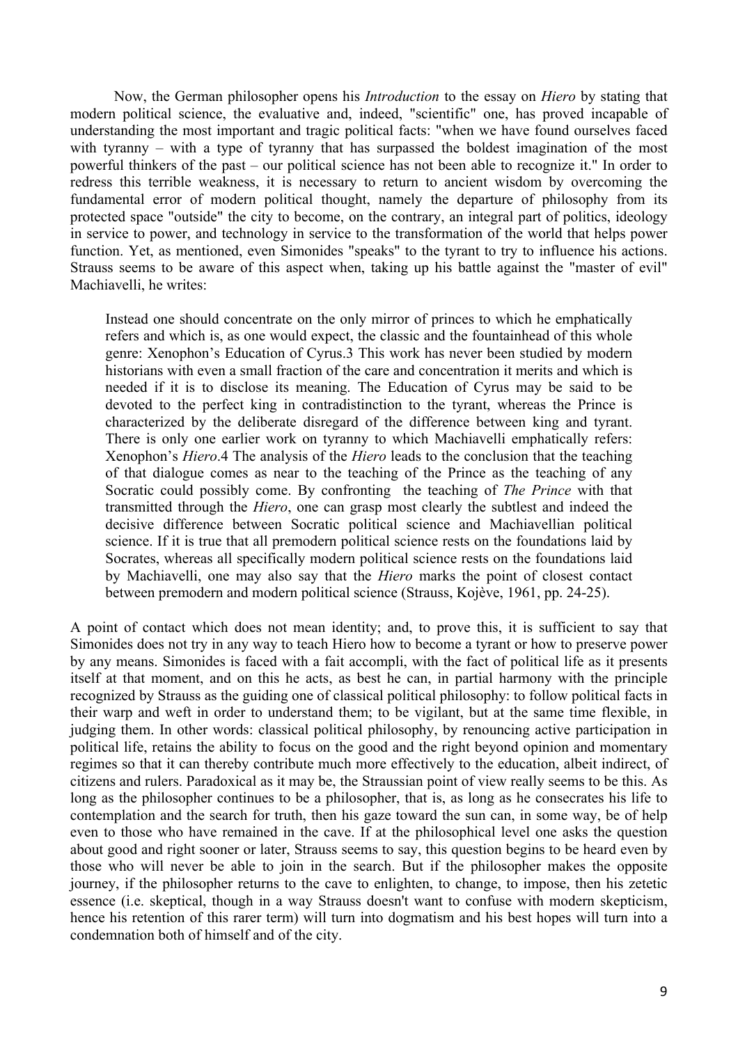Now, the German philosopher opens his *Introduction* to the essay on *Hiero* by stating that modern political science, the evaluative and, indeed, "scientific" one, has proved incapable of understanding the most important and tragic political facts: "when we have found ourselves faced with tyranny – with a type of tyranny that has surpassed the boldest imagination of the most powerful thinkers of the past – our political science has not been able to recognize it." In order to redress this terrible weakness, it is necessary to return to ancient wisdom by overcoming the fundamental error of modern political thought, namely the departure of philosophy from its protected space "outside" the city to become, on the contrary, an integral part of politics, ideology in service to power, and technology in service to the transformation of the world that helps power function. Yet, as mentioned, even Simonides "speaks" to the tyrant to try to influence his actions. Strauss seems to be aware of this aspect when, taking up his battle against the "master of evil" Machiavelli, he writes:

> Instead one should concentrate on the only mirror of princes to which he emphatically refers and which is, as one would expect, the classic and the fountainhead of this whole genre: Xenophon's Education of Cyrus.3 This work has never been studied by modern historians with even a small fraction of the care and concentration it merits and which is needed if it is to disclose its meaning. The Education of Cyrus may be said to be devoted to the perfect king in contradistinction to the tyrant, whereas the Prince is characterized by the deliberate disregard of the difference between king and tyrant. There is only one earlier work on tyranny to which Machiavelli emphatically refers: Xenophon's *Hiero*.4 The analysis of the *Hiero* leads to the conclusion that the teaching of that dialogue comes as near to the teaching of the Prince as the teaching of any Socratic could possibly come. By confronting the teaching of *The Prince* with that transmitted through the *Hiero*, one can grasp most clearly the subtlest and indeed the decisive difference between Socratic political science and Machiavellian political science. If it is true that all premodern political science rests on the foundations laid by Socrates, whereas all specifically modern political science rests on the foundations laid by Machiavelli, one may also say that the *Hiero* marks the point of closest contact between premodern and modern political science (Strauss, Kojève, 1961, pp. 24-25).

A point of contact which does not mean identity; and, to prove this, it is sufficient to say that Simonides does not try in any way to teach Hiero how to become a tyrant or how to preserve power by any means. Simonides is faced with a fait accompli, with the fact of political life as it presents itself at that moment, and on this he acts, as best he can, in partial harmony with the principle recognized by Strauss as the guiding one of classical political philosophy: to follow political facts in their warp and weft in order to understand them; to be vigilant, but at the same time flexible, in judging them. In other words: classical political philosophy, by renouncing active participation in political life, retains the ability to focus on the good and the right beyond opinion and momentary regimes so that it can thereby contribute much more effectively to the education, albeit indirect, of citizens and rulers. Paradoxical as it may be, the Straussian point of view really seems to be this. As long as the philosopher continues to be a philosopher, that is, as long as he consecrates his life to contemplation and the search for truth, then his gaze toward the sun can, in some way, be of help even to those who have remained in the cave. If at the philosophical level one asks the question about good and right sooner or later, Strauss seems to say, this question begins to be heard even by those who will never be able to join in the search. But if the philosopher makes the opposite journey, if the philosopher returns to the cave to enlighten, to change, to impose, then his zetetic essence (i.e. skeptical, though in a way Strauss doesn't want to confuse with modern skepticism, hence his retention of this rarer term) will turn into dogmatism and his best hopes will turn into a condemnation both of himself and of the city.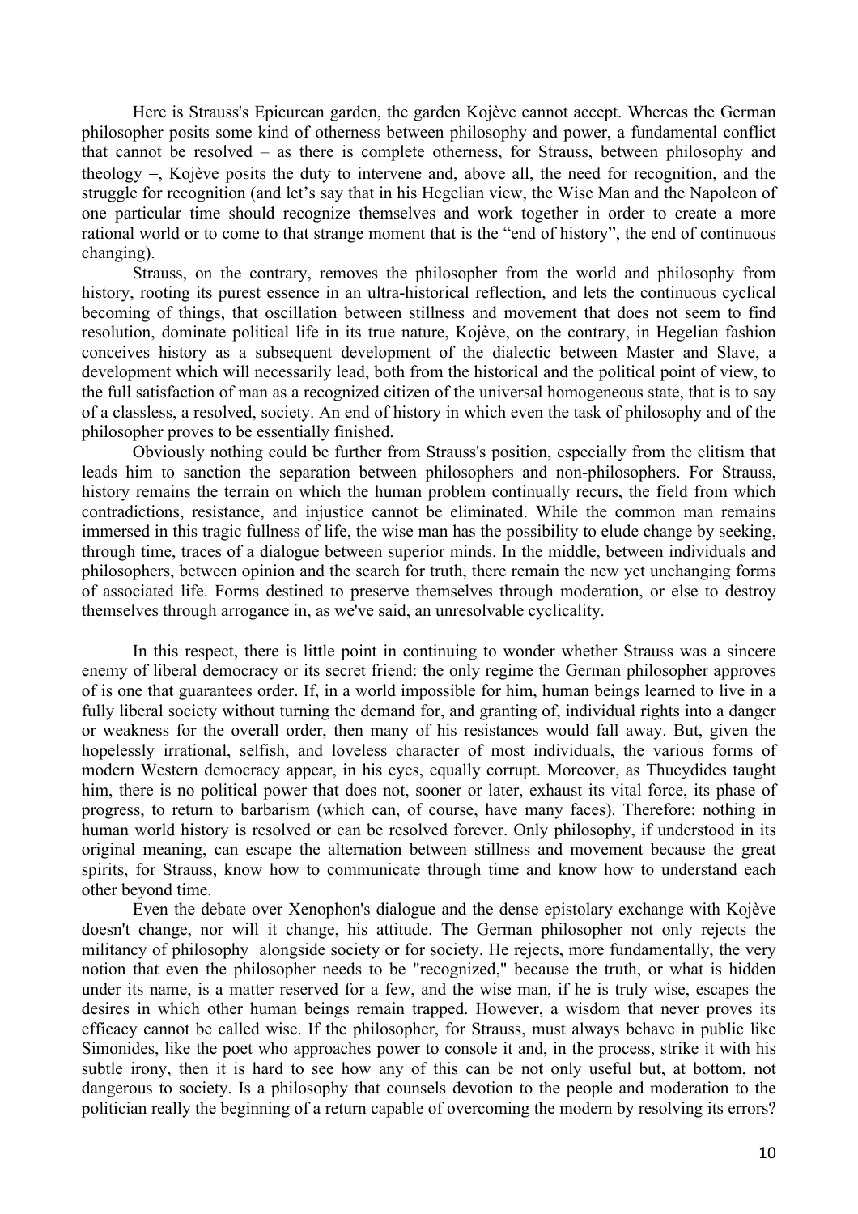Here is Strauss's Epicurean garden, the garden Kojève cannot accept. Whereas the German philosopher posits some kind of otherness between philosophy and power, a fundamental conflict that cannot be resolved – as there is complete otherness, for Strauss, between philosophy and theology –, Kojève posits the duty to intervene and, above all, the need for recognition, and the struggle for recognition (and let's say that in his Hegelian view, the Wise Man and the Napoleon of one particular time should recognize themselves and work together in order to create a more rational world or to come to that strange moment that is the "end of history", the end of continuous changing).

Strauss, on the contrary, removes the philosopher from the world and philosophy from history, rooting its purest essence in an ultra-historical reflection, and lets the continuous cyclical becoming of things, that oscillation between stillness and movement that does not seem to find resolution, dominate political life in its true nature, Kojève, on the contrary, in Hegelian fashion conceives history as a subsequent development of the dialectic between Master and Slave, a development which will necessarily lead, both from the historical and the political point of view, to the full satisfaction of man as a recognized citizen of the universal homogeneous state, that is to say of a classless, a resolved, society. An end of history in which even the task of philosophy and of the philosopher proves to be essentially finished.

Obviously nothing could be further from Strauss's position, especially from the elitism that leads him to sanction the separation between philosophers and non-philosophers. For Strauss, history remains the terrain on which the human problem continually recurs, the field from which contradictions, resistance, and injustice cannot be eliminated. While the common man remains immersed in this tragic fullness of life, the wise man has the possibility to elude change by seeking, through time, traces of a dialogue between superior minds. In the middle, between individuals and philosophers, between opinion and the search for truth, there remain the new yet unchanging forms of associated life. Forms destined to preserve themselves through moderation, or else to destroy themselves through arrogance in, as we've said, an unresolvable cyclicality.

In this respect, there is little point in continuing to wonder whether Strauss was a sincere enemy of liberal democracy or its secret friend: the only regime the German philosopher approves of is one that guarantees order. If, in a world impossible for him, human beings learned to live in a fully liberal society without turning the demand for, and granting of, individual rights into a danger or weakness for the overall order, then many of his resistances would fall away. But, given the hopelessly irrational, selfish, and loveless character of most individuals, the various forms of modern Western democracy appear, in his eyes, equally corrupt. Moreover, as Thucydides taught him, there is no political power that does not, sooner or later, exhaust its vital force, its phase of progress, to return to barbarism (which can, of course, have many faces). Therefore: nothing in human world history is resolved or can be resolved forever. Only philosophy, if understood in its original meaning, can escape the alternation between stillness and movement because the great spirits, for Strauss, know how to communicate through time and know how to understand each other beyond time.

Even the debate over Xenophon's dialogue and the dense epistolary exchange with Kojève doesn't change, nor will it change, his attitude. The German philosopher not only rejects the militancy of philosophy alongside society or for society. He rejects, more fundamentally, the very notion that even the philosopher needs to be "recognized," because the truth, or what is hidden under its name, is a matter reserved for a few, and the wise man, if he is truly wise, escapes the desires in which other human beings remain trapped. However, a wisdom that never proves its efficacy cannot be called wise. If the philosopher, for Strauss, must always behave in public like Simonides, like the poet who approaches power to console it and, in the process, strike it with his subtle irony, then it is hard to see how any of this can be not only useful but, at bottom, not dangerous to society. Is a philosophy that counsels devotion to the people and moderation to the politician really the beginning of a return capable of overcoming the modern by resolving its errors?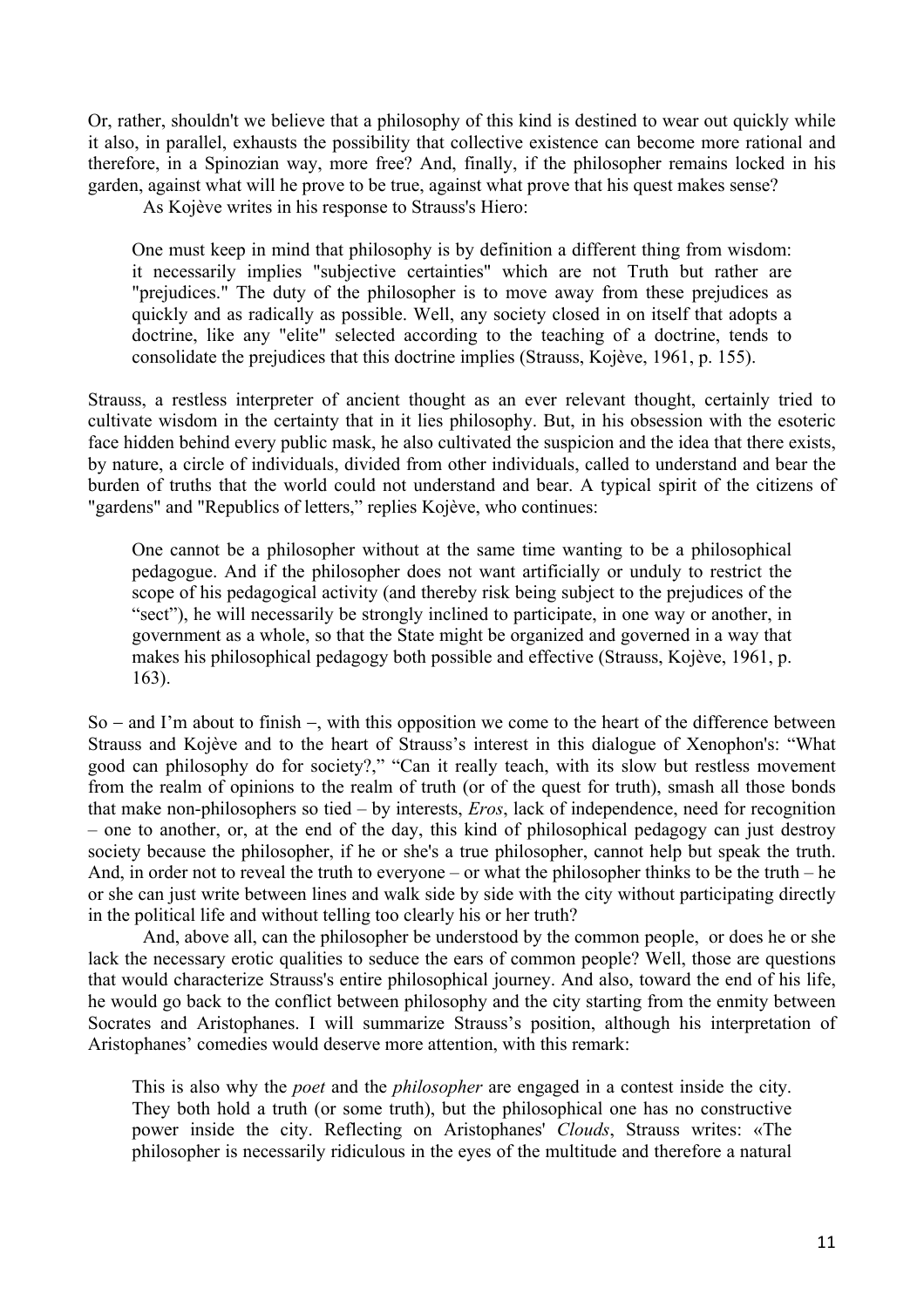Or, rather, shouldn't we believe that a philosophy of this kind is destined to wear out quickly while it also, in parallel, exhausts the possibility that collective existence can become more rational and therefore, in a Spinozian way, more free? And, finally, if the philosopher remains locked in his garden, against what will he prove to be true, against what prove that his quest makes sense?

As Kojève writes in his response to Strauss's Hiero:

> One must keep in mind that philosophy is by definition a different thing from wisdom: it necessarily implies "subjective certainties" which are not Truth but rather are "prejudices." The duty of the philosopher is to move away from these prejudices as quickly and as radically as possible. Well, any society closed in on itself that adopts a doctrine, like any "elite" selected according to the teaching of a doctrine, tends to consolidate the prejudices that this doctrine implies (Strauss, Kojève, 1961, p. 155).

Strauss, a restless interpreter of ancient thought as an ever relevant thought, certainly tried to cultivate wisdom in the certainty that in it lies philosophy. But, in his obsession with the esoteric face hidden behind every public mask, he also cultivated the suspicion and the idea that there exists, by nature, a circle of individuals, divided from other individuals, called to understand and bear the burden of truths that the world could not understand and bear. A typical spirit of the citizens of "gardens" and "Republics of letters," replies Kojève, who continues:

> One cannot be a philosopher without at the same time wanting to be a philosophical pedagogue. And if the philosopher does not want artificially or unduly to restrict the scope of his pedagogical activity (and thereby risk being subject to the prejudices of the "sect"), he will necessarily be strongly inclined to participate, in one way or another, in government as a whole, so that the State might be organized and governed in a way that makes his philosophical pedagogy both possible and effective (Strauss, Kojève, 1961, p. 163).

So – and I'm about to finish –, with this opposition we come to the heart of the difference between Strauss and Kojève and to the heart of Strauss's interest in this dialogue of Xenophon's: "What good can philosophy do for society?," "Can it really teach, with its slow but restless movement from the realm of opinions to the realm of truth (or of the quest for truth), smash all those bonds that make non-philosophers so tied – by interests, *Eros*, lack of independence, need for recognition – one to another, or, at the end of the day, this kind of philosophical pedagogy can just destroy society because the philosopher, if he or she's a true philosopher, cannot help but speak the truth. And, in order not to reveal the truth to everyone – or what the philosopher thinks to be the truth – he or she can just write between lines and walk side by side with the city without participating directly in the political life and without telling too clearly his or her truth?

And, above all, can the philosopher be understood by the common people, or does he or she lack the necessary erotic qualities to seduce the ears of common people? Well, those are questions that would characterize Strauss's entire philosophical journey. And also, toward the end of his life, he would go back to the conflict between philosophy and the city starting from the enmity between Socrates and Aristophanes. I will summarize Strauss's position, although his interpretation of Aristophanes' comedies would deserve more attention, with this remark:

> This is also why the *poet* and the *philosopher* are engaged in a contest inside the city. They both hold a truth (or some truth), but the philosophical one has no constructive power inside the city. Reflecting on Aristophanes' *Clouds*, Strauss writes: «The philosopher is necessarily ridiculous in the eyes of the multitude and therefore a natural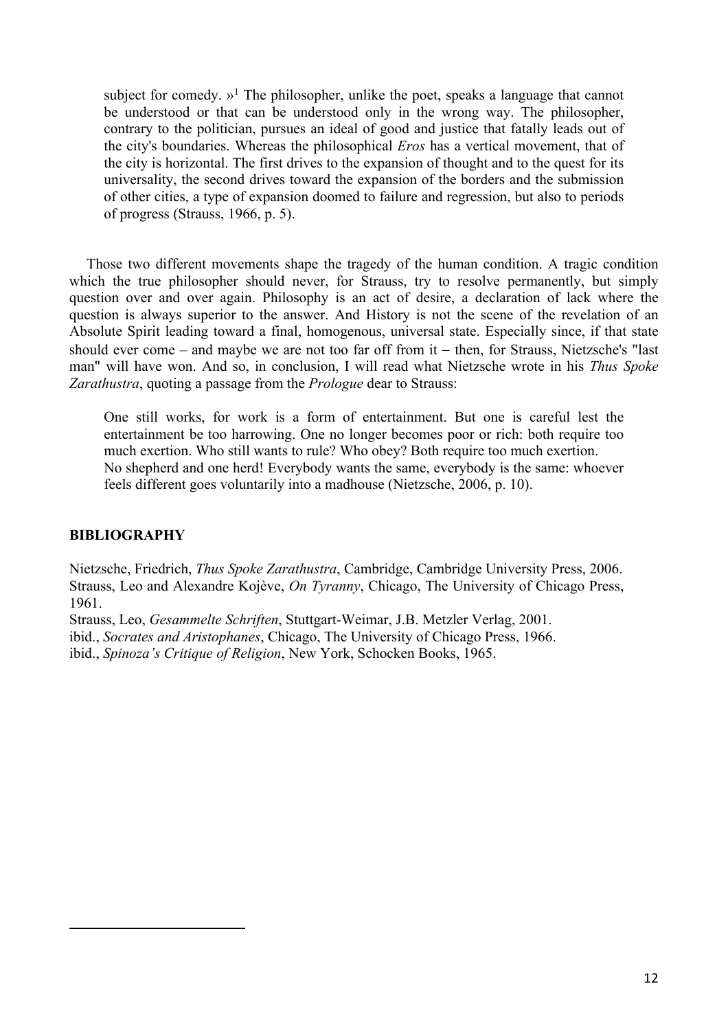> subject for comedy. »[1] The philosopher, unlike the poet, speaks a language that cannot be understood or that can be understood only in the wrong way. The philosopher, contrary to the politician, pursues an ideal of good and justice that fatally leads out of the city's boundaries. Whereas the philosophical *Eros* has a vertical movement, that of the city is horizontal. The first drives to the expansion of thought and to the quest for its universality, the second drives toward the expansion of the borders and the submission of other cities, a type of expansion doomed to failure and regression, but also to periods of progress (Strauss, 1966, p. 5).

Those two different movements shape the tragedy of the human condition. A tragic condition which the true philosopher should never, for Strauss, try to resolve permanently, but simply question over and over again. Philosophy is an act of desire, a declaration of lack where the question is always superior to the answer. And History is not the scene of the revelation of an Absolute Spirit leading toward a final, homogenous, universal state. Especially since, if that state should ever come – and maybe we are not too far off from it – then, for Strauss, Nietzsche's "last man" will have won. And so, in conclusion, I will read what Nietzsche wrote in his *Thus Spoke Zarathustra*, quoting a passage from the *Prologue* dear to Strauss:

> One still works, for work is a form of entertainment. But one is careful lest the entertainment be too harrowing. One no longer becomes poor or rich: both require too much exertion. Who still wants to rule? Who obey? Both require too much exertion.
> No shepherd and one herd! Everybody wants the same, everybody is the same: whoever feels different goes voluntarily into a madhouse (Nietzsche, 2006, p. 10).

## BIBLIOGRAPHY

Nietzsche, Friedrich, *Thus Spoke Zarathustra*, Cambridge, Cambridge University Press, 2006.
Strauss, Leo and Alexandre Kojève, *On Tyranny*, Chicago, The University of Chicago Press, 1961.
Strauss, Leo, *Gesammelte Schriften*, Stuttgart-Weimar, J.B. Metzler Verlag, 2001.
ibid., *Socrates and Aristophanes*, Chicago, The University of Chicago Press, 1966.
ibid., *Spinoza's Critique of Religion*, New York, Schocken Books, 1965.